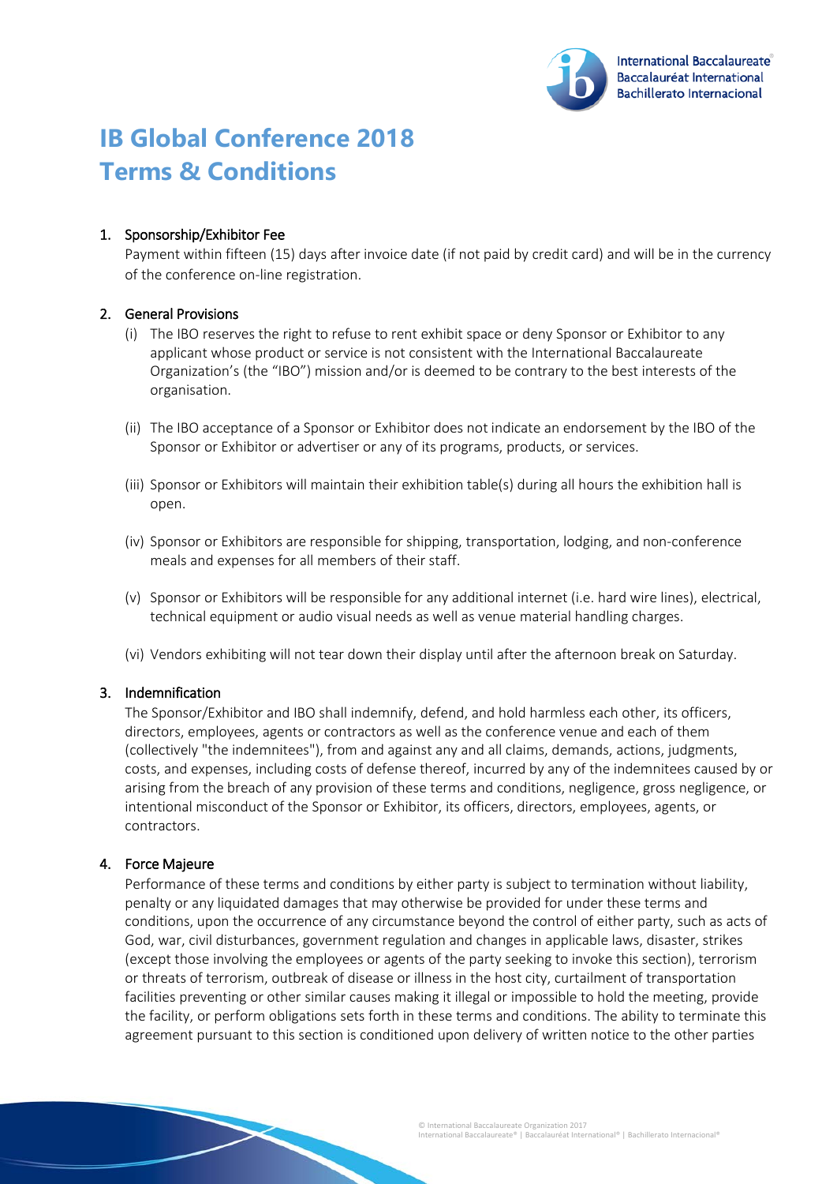# IB Global Conference 2018
# Terms & Conditions

1. Sponsorship/Exhibitor Fee

   Payment within fifteen (15) days after invoice date (if not paid by credit card) and will be in the currency of the conference on-line registration.

2. General Provisions

   (i) The IBO reserves the right to refuse to rent exhibit space or deny Sponsor or Exhibitor to any applicant whose product or service is not consistent with the International Baccalaureate Organization's (the "IBO") mission and/or is deemed to be contrary to the best interests of the organisation.

   (ii) The IBO acceptance of a Sponsor or Exhibitor does not indicate an endorsement by the IBO of the Sponsor or Exhibitor or advertiser or any of its programs, products, or services.

   (iii) Sponsor or Exhibitors will maintain their exhibition table(s) during all hours the exhibition hall is open.

   (iv) Sponsor or Exhibitors are responsible for shipping, transportation, lodging, and non-conference meals and expenses for all members of their staff.

   (v) Sponsor or Exhibitors will be responsible for any additional internet (i.e. hard wire lines), electrical, technical equipment or audio visual needs as well as venue material handling charges.

   (vi) Vendors exhibiting will not tear down their display until after the afternoon break on Saturday.

3. Indemnification

   The Sponsor/Exhibitor and IBO shall indemnify, defend, and hold harmless each other, its officers, directors, employees, agents or contractors as well as the conference venue and each of them (collectively "the indemnitees"), from and against any and all claims, demands, actions, judgments, costs, and expenses, including costs of defense thereof, incurred by any of the indemnitees caused by or arising from the breach of any provision of these terms and conditions, negligence, gross negligence, or intentional misconduct of the Sponsor or Exhibitor, its officers, directors, employees, agents, or contractors.

4. Force Majeure

   Performance of these terms and conditions by either party is subject to termination without liability, penalty or any liquidated damages that may otherwise be provided for under these terms and conditions, upon the occurrence of any circumstance beyond the control of either party, such as acts of God, war, civil disturbances, government regulation and changes in applicable laws, disaster, strikes (except those involving the employees or agents of the party seeking to invoke this section), terrorism or threats of terrorism, outbreak of disease or illness in the host city, curtailment of transportation facilities preventing or other similar causes making it illegal or impossible to hold the meeting, provide the facility, or perform obligations sets forth in these terms and conditions. The ability to terminate this agreement pursuant to this section is conditioned upon delivery of written notice to the other parties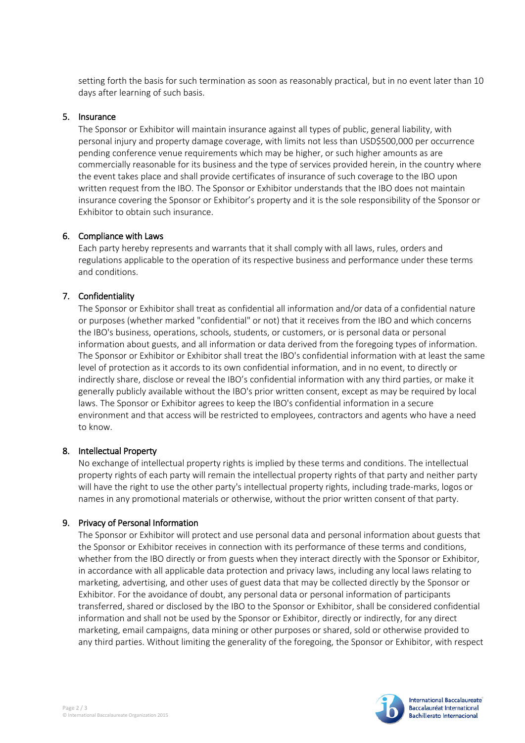setting forth the basis for such termination as soon as reasonably practical, but in no event later than 10 days after learning of such basis.

5. **Insurance**

   The Sponsor or Exhibitor will maintain insurance against all types of public, general liability, with personal injury and property damage coverage, with limits not less than USD$500,000 per occurrence pending conference venue requirements which may be higher, or such higher amounts as are commercially reasonable for its business and the type of services provided herein, in the country where the event takes place and shall provide certificates of insurance of such coverage to the IBO upon written request from the IBO. The Sponsor or Exhibitor understands that the IBO does not maintain insurance covering the Sponsor or Exhibitor's property and it is the sole responsibility of the Sponsor or Exhibitor to obtain such insurance.

6. **Compliance with Laws**

   Each party hereby represents and warrants that it shall comply with all laws, rules, orders and regulations applicable to the operation of its respective business and performance under these terms and conditions.

7. **Confidentiality**

   The Sponsor or Exhibitor shall treat as confidential all information and/or data of a confidential nature or purposes (whether marked "confidential" or not) that it receives from the IBO and which concerns the IBO's business, operations, schools, students, or customers, or is personal data or personal information about guests, and all information or data derived from the foregoing types of information. The Sponsor or Exhibitor or Exhibitor shall treat the IBO's confidential information with at least the same level of protection as it accords to its own confidential information, and in no event, to directly or indirectly share, disclose or reveal the IBO's confidential information with any third parties, or make it generally publicly available without the IBO's prior written consent, except as may be required by local laws. The Sponsor or Exhibitor agrees to keep the IBO's confidential information in a secure environment and that access will be restricted to employees, contractors and agents who have a need to know.

8. **Intellectual Property**

   No exchange of intellectual property rights is implied by these terms and conditions. The intellectual property rights of each party will remain the intellectual property rights of that party and neither party will have the right to use the other party's intellectual property rights, including trade-marks, logos or names in any promotional materials or otherwise, without the prior written consent of that party.

9. **Privacy of Personal Information**

   The Sponsor or Exhibitor will protect and use personal data and personal information about guests that the Sponsor or Exhibitor receives in connection with its performance of these terms and conditions, whether from the IBO directly or from guests when they interact directly with the Sponsor or Exhibitor, in accordance with all applicable data protection and privacy laws, including any local laws relating to marketing, advertising, and other uses of guest data that may be collected directly by the Sponsor or Exhibitor. For the avoidance of doubt, any personal data or personal information of participants transferred, shared or disclosed by the IBO to the Sponsor or Exhibitor, shall be considered confidential information and shall not be used by the Sponsor or Exhibitor, directly or indirectly, for any direct marketing, email campaigns, data mining or other purposes or shared, sold or otherwise provided to any third parties. Without limiting the generality of the foregoing, the Sponsor or Exhibitor, with respect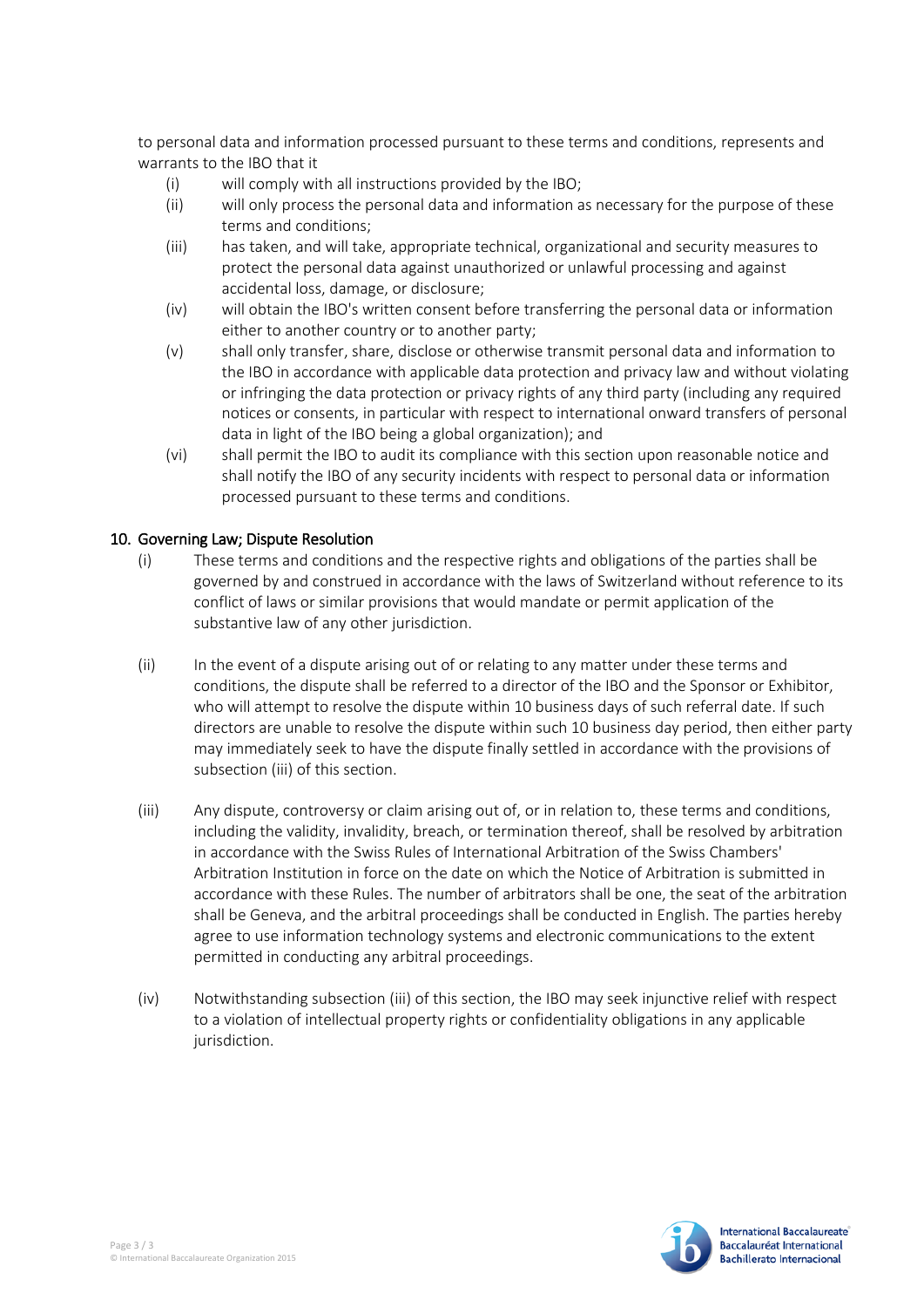to personal data and information processed pursuant to these terms and conditions, represents and warrants to the IBO that it

- (i) will comply with all instructions provided by the IBO;
- (ii) will only process the personal data and information as necessary for the purpose of these terms and conditions;
- (iii) has taken, and will take, appropriate technical, organizational and security measures to protect the personal data against unauthorized or unlawful processing and against accidental loss, damage, or disclosure;
- (iv) will obtain the IBO's written consent before transferring the personal data or information either to another country or to another party;
- (v) shall only transfer, share, disclose or otherwise transmit personal data and information to the IBO in accordance with applicable data protection and privacy law and without violating or infringing the data protection or privacy rights of any third party (including any required notices or consents, in particular with respect to international onward transfers of personal data in light of the IBO being a global organization); and
- (vi) shall permit the IBO to audit its compliance with this section upon reasonable notice and shall notify the IBO of any security incidents with respect to personal data or information processed pursuant to these terms and conditions.

## 10. Governing Law; Dispute Resolution

- (i) These terms and conditions and the respective rights and obligations of the parties shall be governed by and construed in accordance with the laws of Switzerland without reference to its conflict of laws or similar provisions that would mandate or permit application of the substantive law of any other jurisdiction.
- (ii) In the event of a dispute arising out of or relating to any matter under these terms and conditions, the dispute shall be referred to a director of the IBO and the Sponsor or Exhibitor, who will attempt to resolve the dispute within 10 business days of such referral date. If such directors are unable to resolve the dispute within such 10 business day period, then either party may immediately seek to have the dispute finally settled in accordance with the provisions of subsection (iii) of this section.
- (iii) Any dispute, controversy or claim arising out of, or in relation to, these terms and conditions, including the validity, invalidity, breach, or termination thereof, shall be resolved by arbitration in accordance with the Swiss Rules of International Arbitration of the Swiss Chambers' Arbitration Institution in force on the date on which the Notice of Arbitration is submitted in accordance with these Rules. The number of arbitrators shall be one, the seat of the arbitration shall be Geneva, and the arbitral proceedings shall be conducted in English. The parties hereby agree to use information technology systems and electronic communications to the extent permitted in conducting any arbitral proceedings.
- (iv) Notwithstanding subsection (iii) of this section, the IBO may seek injunctive relief with respect to a violation of intellectual property rights or confidentiality obligations in any applicable jurisdiction.